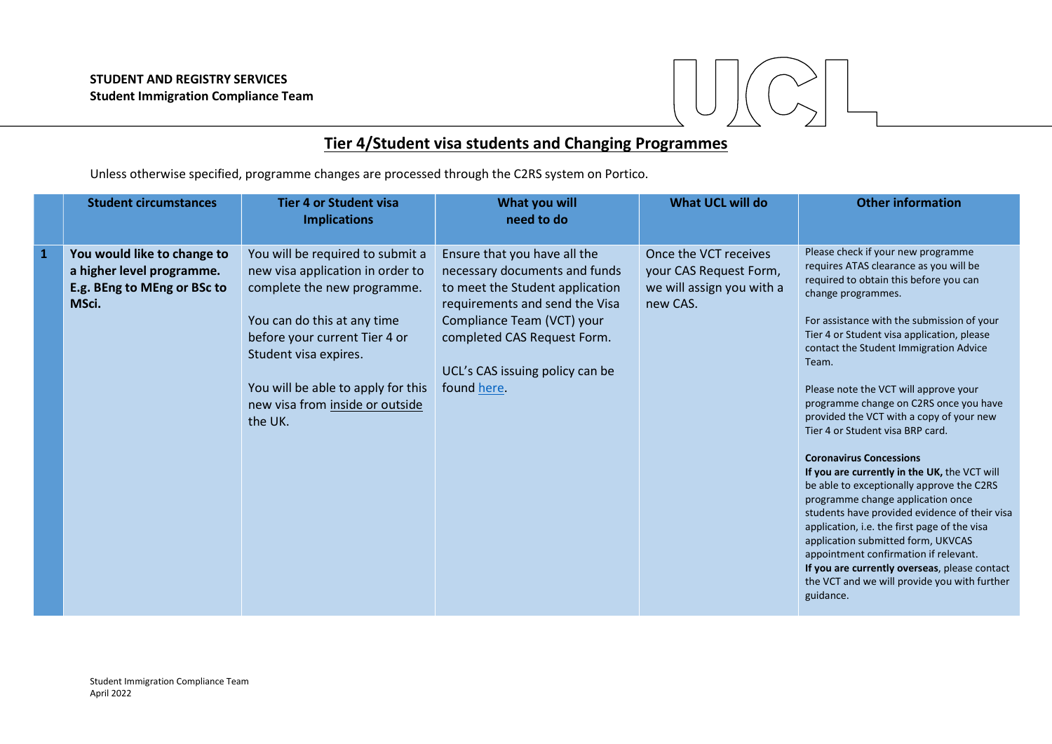**STUDENT AND REGISTRY SERVICES**
**Student Immigration Compliance Team**

# Tier 4/Student visa students and Changing Programmes

Unless otherwise specified, programme changes are processed through the C2RS system on Portico.

| | Student circumstances | Tier 4 or Student visa Implications | What you will need to do | What UCL will do | Other information |
|---|---|---|---|---|---|
| **1** | **You would like to change to a higher level programme. E.g. BEng to MEng or BSc to MSci.** | You will be required to submit a new visa application in order to complete the new programme.<br><br>You can do this at any time before your current Tier 4 or Student visa expires.<br><br>You will be able to apply for this new visa from inside or outside the UK. | Ensure that you have all the necessary documents and funds to meet the Student application requirements and send the Visa Compliance Team (VCT) your completed CAS Request Form.<br><br>UCL's CAS issuing policy can be found here. | Once the VCT receives your CAS Request Form, we will assign you with a new CAS. | Please check if your new programme requires ATAS clearance as you will be required to obtain this before you can change programmes.<br><br>For assistance with the submission of your Tier 4 or Student visa application, please contact the Student Immigration Advice Team.<br><br>Please note the VCT will approve your programme change on C2RS once you have provided the VCT with a copy of your new Tier 4 or Student visa BRP card.<br><br>**Coronavirus Concessions**<br>**If you are currently in the UK,** the VCT will be able to exceptionally approve the C2RS programme change application once students have provided evidence of their visa application, i.e. the first page of the visa application submitted form, UKVCAS appointment confirmation if relevant.<br>**If you are currently overseas**, please contact the VCT and we will provide you with further guidance. |

Student Immigration Compliance Team
April 2022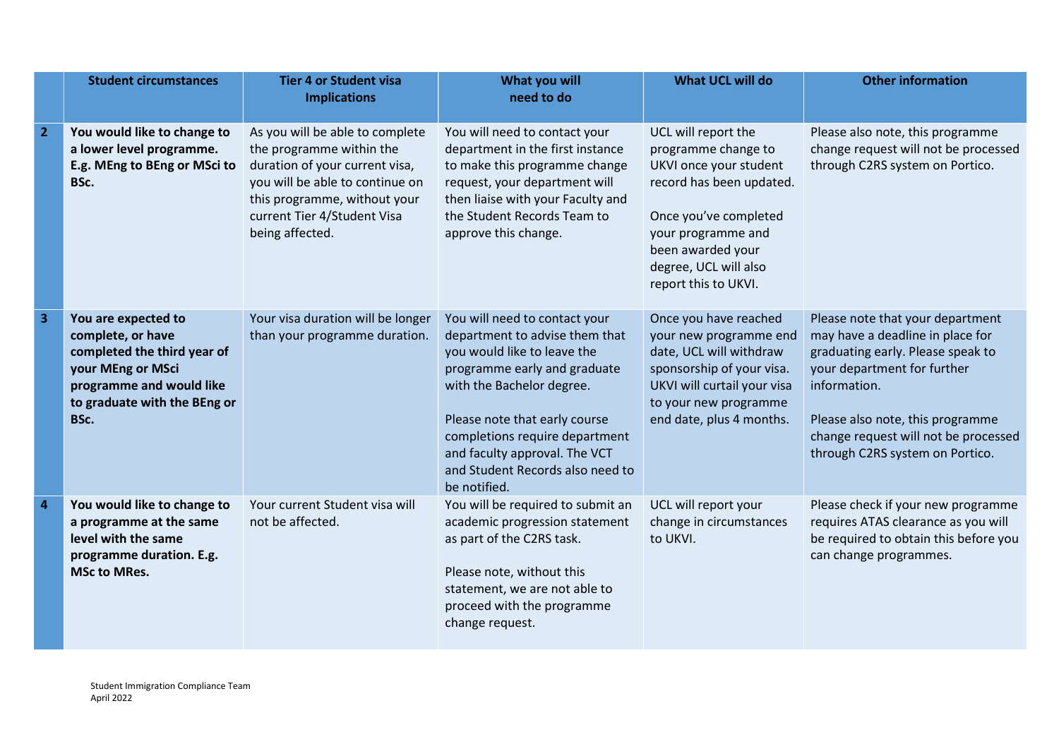| | Student circumstances | Tier 4 or Student visa Implications | What you will need to do | What UCL will do | Other information |
|---|---|---|---|---|---|
| 2 | **You would like to change to a lower level programme. E.g. MEng to BEng or MSci to BSc.** | As you will be able to complete the programme within the duration of your current visa, you will be able to continue on this programme, without your current Tier 4/Student Visa being affected. | You will need to contact your department in the first instance to make this programme change request, your department will then liaise with your Faculty and the Student Records Team to approve this change. | UCL will report the programme change to UKVI once your student record has been updated.<br><br>Once you've completed your programme and been awarded your degree, UCL will also report this to UKVI. | Please also note, this programme change request will not be processed through C2RS system on Portico. |
| 3 | **You are expected to complete, or have completed the third year of your MEng or MSci programme and would like to graduate with the BEng or BSc.** | Your visa duration will be longer than your programme duration. | You will need to contact your department to advise them that you would like to leave the programme early and graduate with the Bachelor degree.<br><br>Please note that early course completions require department and faculty approval. The VCT and Student Records also need to be notified. | Once you have reached your new programme end date, UCL will withdraw sponsorship of your visa. UKVI will curtail your visa to your new programme end date, plus 4 months. | Please note that your department may have a deadline in place for graduating early. Please speak to your department for further information.<br><br>Please also note, this programme change request will not be processed through C2RS system on Portico. |
| 4 | **You would like to change to a programme at the same level with the same programme duration. E.g. MSc to MRes.** | Your current Student visa will not be affected. | You will be required to submit an academic progression statement as part of the C2RS task.<br><br>Please note, without this statement, we are not able to proceed with the programme change request. | UCL will report your change in circumstances to UKVI. | Please check if your new programme requires ATAS clearance as you will be required to obtain this before you can change programmes. |

Student Immigration Compliance Team
April 2022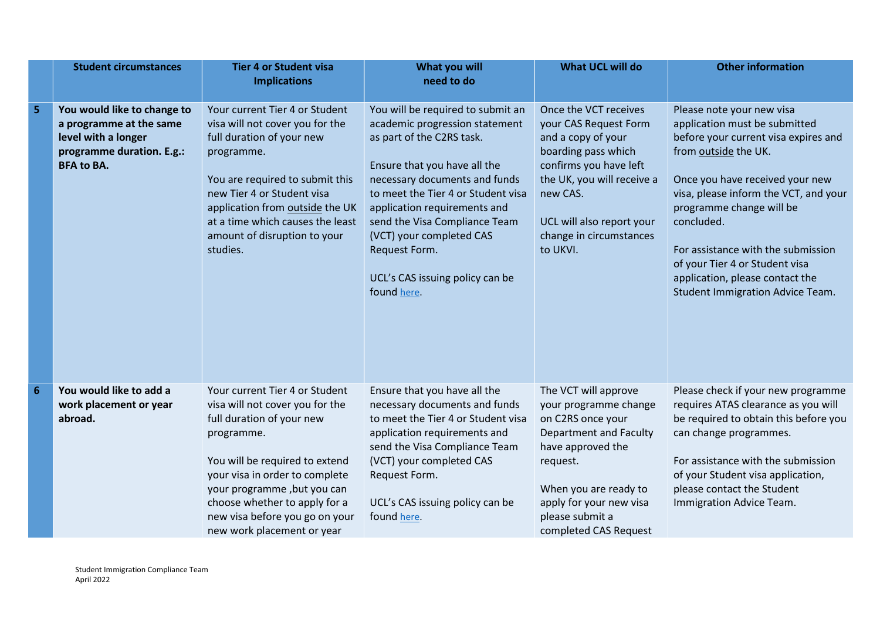| | Student circumstances | Tier 4 or Student visa Implications | What you will need to do | What UCL will do | Other information |
|---|---|---|---|---|---|
| **5** | **You would like to change to a programme at the same level with a longer programme duration. E.g.: BFA to BA.** | Your current Tier 4 or Student visa will not cover you for the full duration of your new programme.<br><br>You are required to submit this new Tier 4 or Student visa application from outside the UK at a time which causes the least amount of disruption to your studies. | You will be required to submit an academic progression statement as part of the C2RS task.<br><br>Ensure that you have all the necessary documents and funds to meet the Tier 4 or Student visa application requirements and send the Visa Compliance Team (VCT) your completed CAS Request Form.<br><br>UCL's CAS issuing policy can be found here. | Once the VCT receives your CAS Request Form and a copy of your boarding pass which confirms you have left the UK, you will receive a new CAS.<br><br>UCL will also report your change in circumstances to UKVI. | Please note your new visa application must be submitted before your current visa expires and from outside the UK.<br><br>Once you have received your new visa, please inform the VCT, and your programme change will be concluded.<br><br>For assistance with the submission of your Tier 4 or Student visa application, please contact the Student Immigration Advice Team. |
| **6** | **You would like to add a work placement or year abroad.** | Your current Tier 4 or Student visa will not cover you for the full duration of your new programme.<br><br>You will be required to extend your visa in order to complete your programme ,but you can choose whether to apply for a new visa before you go on your new work placement or year | Ensure that you have all the necessary documents and funds to meet the Tier 4 or Student visa application requirements and send the Visa Compliance Team (VCT) your completed CAS Request Form.<br><br>UCL's CAS issuing policy can be found here. | The VCT will approve your programme change on C2RS once your Department and Faculty have approved the request.<br><br>When you are ready to apply for your new visa please submit a completed CAS Request | Please check if your new programme requires ATAS clearance as you will be required to obtain this before you can change programmes.<br><br>For assistance with the submission of your Student visa application, please contact the Student Immigration Advice Team. |

Student Immigration Compliance Team
April 2022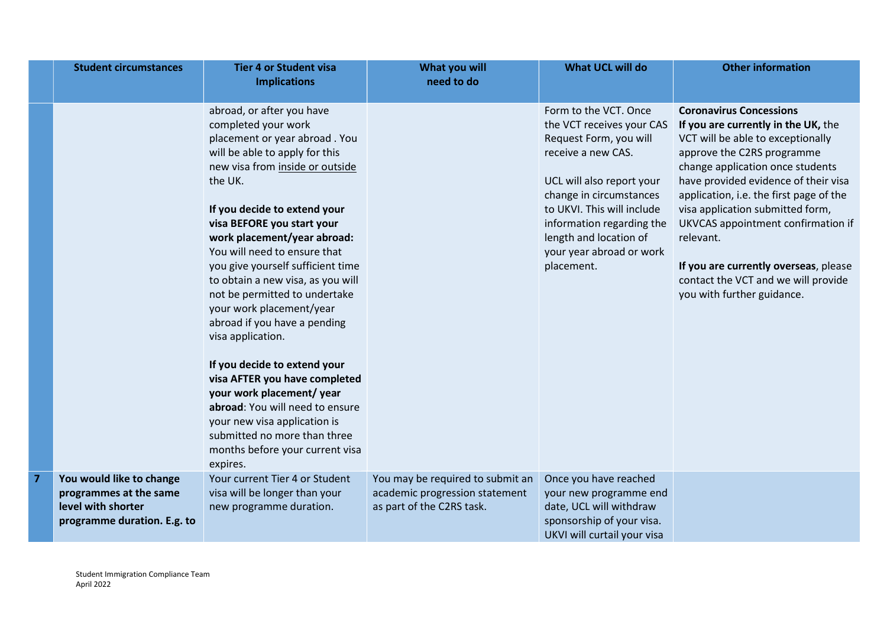| | Student circumstances | Tier 4 or Student visa Implications | What you will need to do | What UCL will do | Other information |
|---|---|---|---|---|---|
| | | abroad, or after you have completed your work placement or year abroad . You will be able to apply for this new visa from inside or outside the UK.<br><br>**If you decide to extend your visa BEFORE you start your work placement/year abroad:** You will need to ensure that you give yourself sufficient time to obtain a new visa, as you will not be permitted to undertake your work placement/year abroad if you have a pending visa application.<br><br>**If you decide to extend your visa AFTER you have completed your work placement/ year abroad**: You will need to ensure your new visa application is submitted no more than three months before your current visa expires. | | Form to the VCT. Once the VCT receives your CAS Request Form, you will receive a new CAS.<br><br>UCL will also report your change in circumstances to UKVI. This will include information regarding the length and location of your year abroad or work placement. | **Coronavirus Concessions**<br>**If you are currently in the UK,** the VCT will be able to exceptionally approve the C2RS programme change application once students have provided evidence of their visa application, i.e. the first page of the visa application submitted form, UKVCAS appointment confirmation if relevant.<br><br>**If you are currently overseas**, please contact the VCT and we will provide you with further guidance. |
| **7** | **You would like to change programmes at the same level with shorter programme duration. E.g. to** | Your current Tier 4 or Student visa will be longer than your new programme duration. | You may be required to submit an academic progression statement as part of the C2RS task. | Once you have reached your new programme end date, UCL will withdraw sponsorship of your visa. UKVI will curtail your visa | |

Student Immigration Compliance Team
April 2022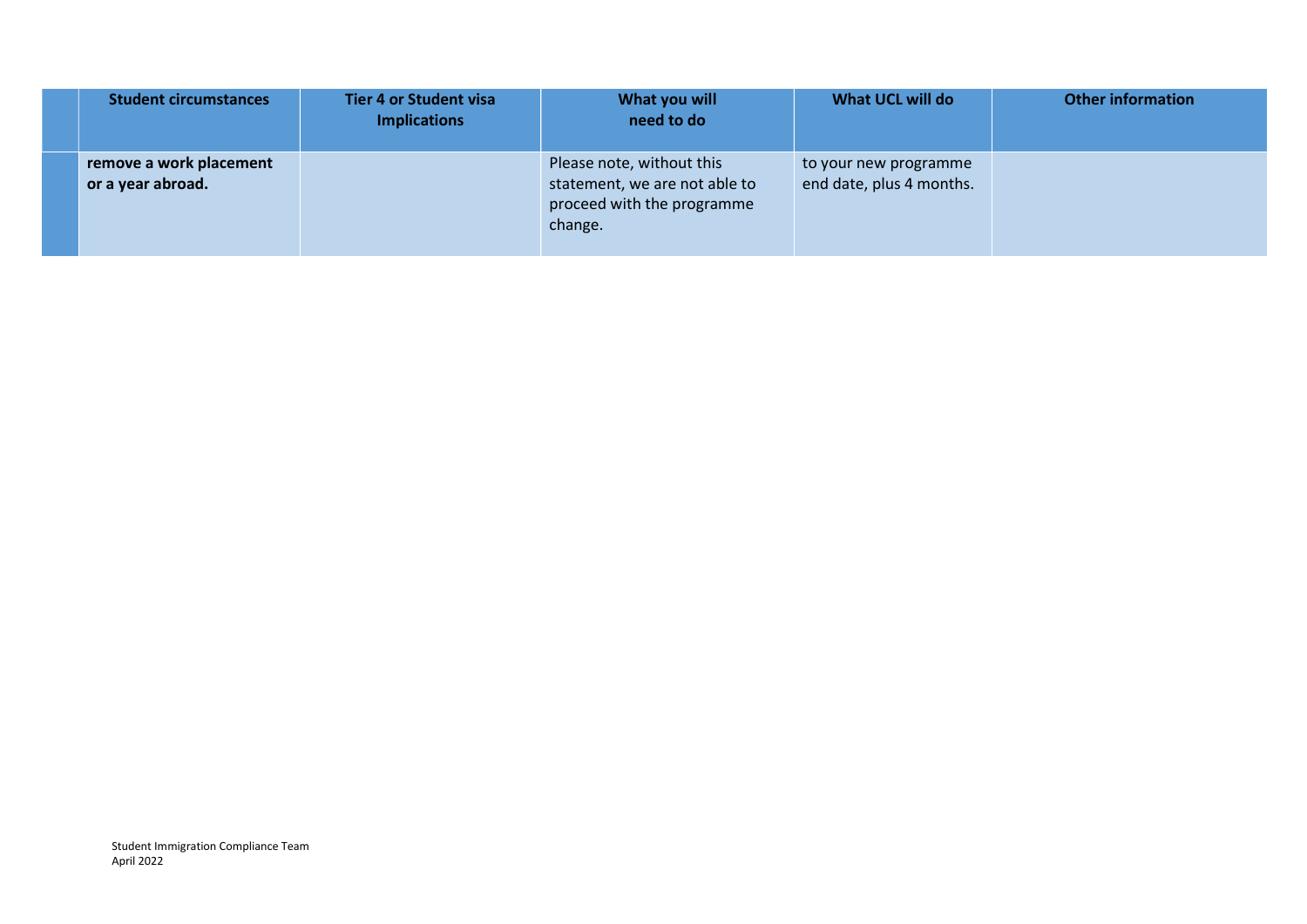| Student circumstances | Tier 4 or Student visa Implications | What you will need to do | What UCL will do | Other information |
|---|---|---|---|---|
| **remove a work placement or a year abroad.** | | Please note, without this statement, we are not able to proceed with the programme change. | to your new programme end date, plus 4 months. | |

Student Immigration Compliance Team
April 2022